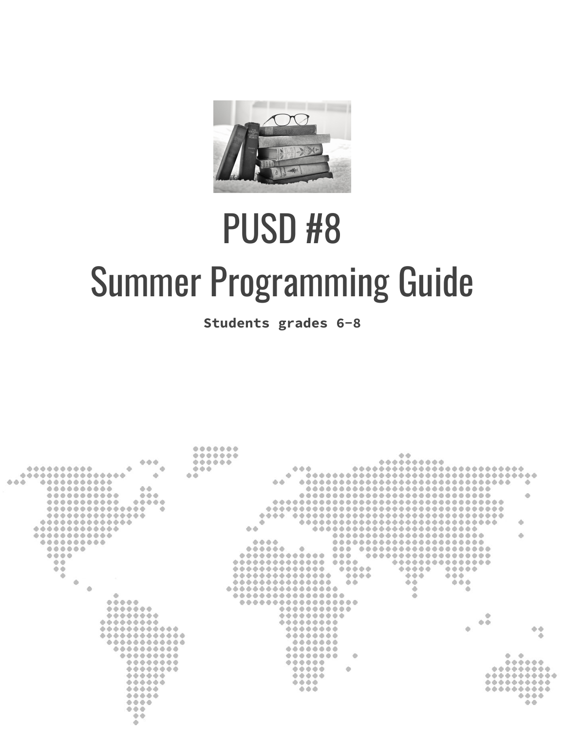# PUSD #8

# Summer Programming Guide

**Students grades 6-8**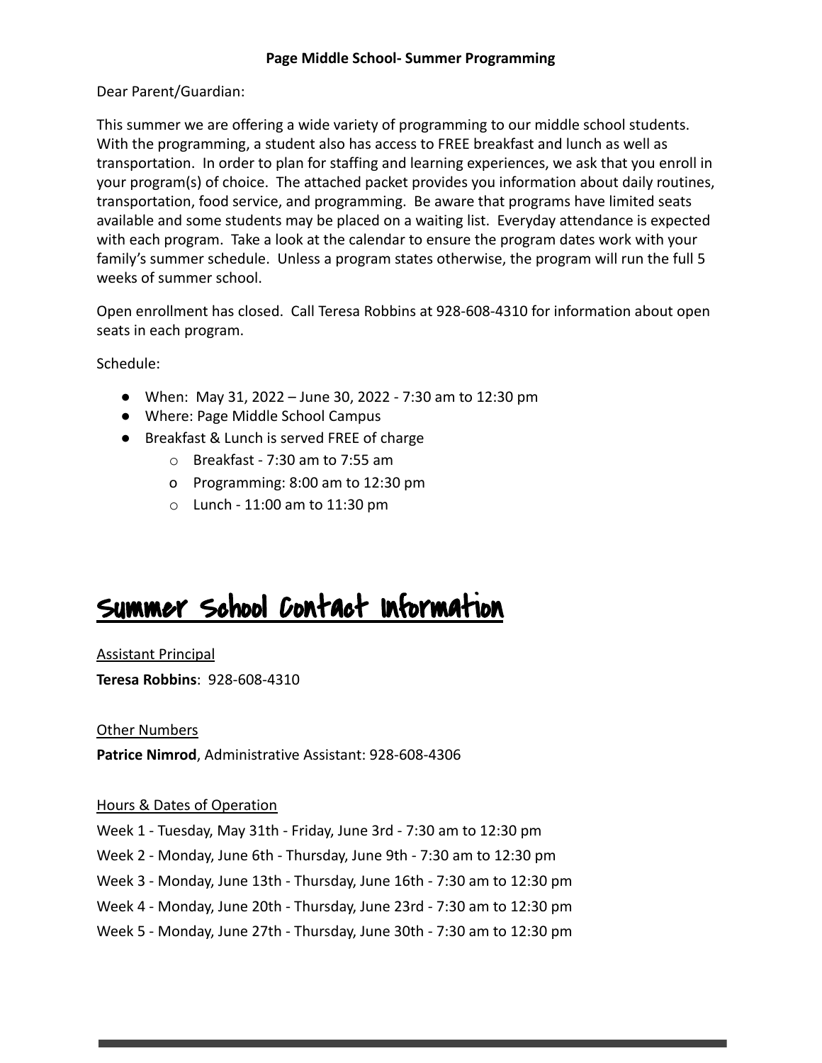**Page Middle School- Summer Programming**

Dear Parent/Guardian:

This summer we are offering a wide variety of programming to our middle school students. With the programming, a student also has access to FREE breakfast and lunch as well as transportation. In order to plan for staffing and learning experiences, we ask that you enroll in your program(s) of choice. The attached packet provides you information about daily routines, transportation, food service, and programming. Be aware that programs have limited seats available and some students may be placed on a waiting list. Everyday attendance is expected with each program. Take a look at the calendar to ensure the program dates work with your family's summer schedule. Unless a program states otherwise, the program will run the full 5 weeks of summer school.

Open enrollment has closed. Call Teresa Robbins at 928-608-4310 for information about open seats in each program.

Schedule:

- When: May 31, 2022 – June 30, 2022 - 7:30 am to 12:30 pm
- Where: Page Middle School Campus
- Breakfast & Lunch is served FREE of charge
  - Breakfast - 7:30 am to 7:55 am
  - Programming: 8:00 am to 12:30 pm
  - Lunch - 11:00 am to 11:30 pm

## Summer School Contact Information

Assistant Principal

**Teresa Robbins**: 928-608-4310

Other Numbers

**Patrice Nimrod**, Administrative Assistant: 928-608-4306

Hours & Dates of Operation

Week 1 - Tuesday, May 31th - Friday, June 3rd - 7:30 am to 12:30 pm

Week 2 - Monday, June 6th - Thursday, June 9th - 7:30 am to 12:30 pm

Week 3 - Monday, June 13th - Thursday, June 16th - 7:30 am to 12:30 pm

Week 4 - Monday, June 20th - Thursday, June 23rd - 7:30 am to 12:30 pm

Week 5 - Monday, June 27th - Thursday, June 30th - 7:30 am to 12:30 pm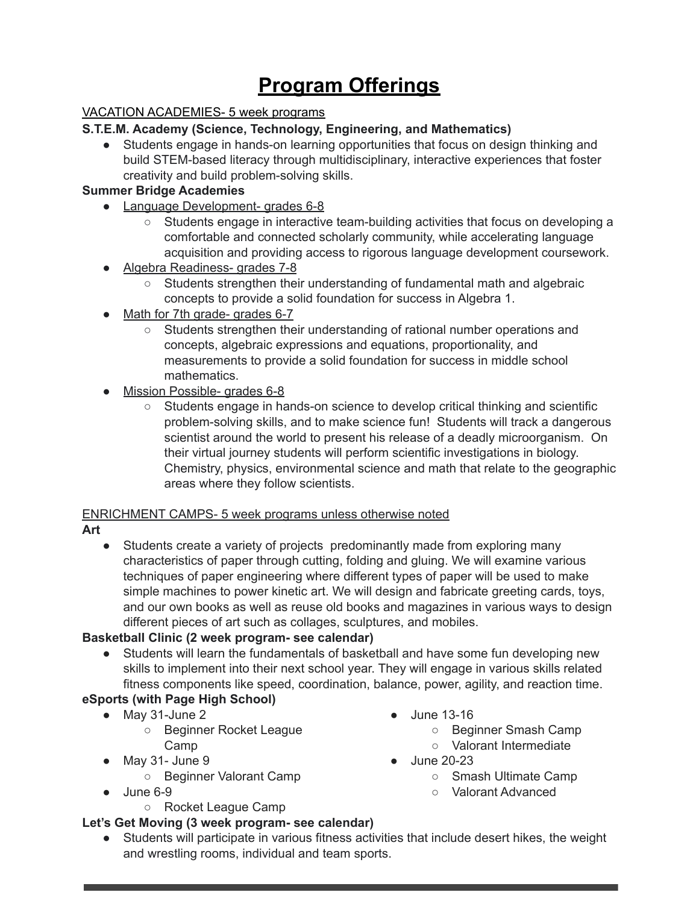# Program Offerings

VACATION ACADEMIES- 5 week programs

**S.T.E.M. Academy (Science, Technology, Engineering, and Mathematics)**

- Students engage in hands-on learning opportunities that focus on design thinking and build STEM-based literacy through multidisciplinary, interactive experiences that foster creativity and build problem-solving skills.

**Summer Bridge Academies**

- Language Development- grades 6-8
  - Students engage in interactive team-building activities that focus on developing a comfortable and connected scholarly community, while accelerating language acquisition and providing access to rigorous language development coursework.
- Algebra Readiness- grades 7-8
  - Students strengthen their understanding of fundamental math and algebraic concepts to provide a solid foundation for success in Algebra 1.
- Math for 7th grade- grades 6-7
  - Students strengthen their understanding of rational number operations and concepts, algebraic expressions and equations, proportionality, and measurements to provide a solid foundation for success in middle school mathematics.
- Mission Possible- grades 6-8
  - Students engage in hands-on science to develop critical thinking and scientific problem-solving skills, and to make science fun! Students will track a dangerous scientist around the world to present his release of a deadly microorganism. On their virtual journey students will perform scientific investigations in biology. Chemistry, physics, environmental science and math that relate to the geographic areas where they follow scientists.

ENRICHMENT CAMPS- 5 week programs unless otherwise noted

**Art**

- Students create a variety of projects predominantly made from exploring many characteristics of paper through cutting, folding and gluing. We will examine various techniques of paper engineering where different types of paper will be used to make simple machines to power kinetic art. We will design and fabricate greeting cards, toys, and our own books as well as reuse old books and magazines in various ways to design different pieces of art such as collages, sculptures, and mobiles.

**Basketball Clinic (2 week program- see calendar)**

- Students will learn the fundamentals of basketball and have some fun developing new skills to implement into their next school year. They will engage in various skills related fitness components like speed, coordination, balance, power, agility, and reaction time.

**eSports (with Page High School)**

- May 31-June 2
  - Beginner Rocket League Camp
- May 31- June 9
  - Beginner Valorant Camp
- June 6-9
  - Rocket League Camp
- June 13-16
  - Beginner Smash Camp
  - Valorant Intermediate
- June 20-23
  - Smash Ultimate Camp
  - Valorant Advanced

**Let's Get Moving (3 week program- see calendar)**

- Students will participate in various fitness activities that include desert hikes, the weight and wrestling rooms, individual and team sports.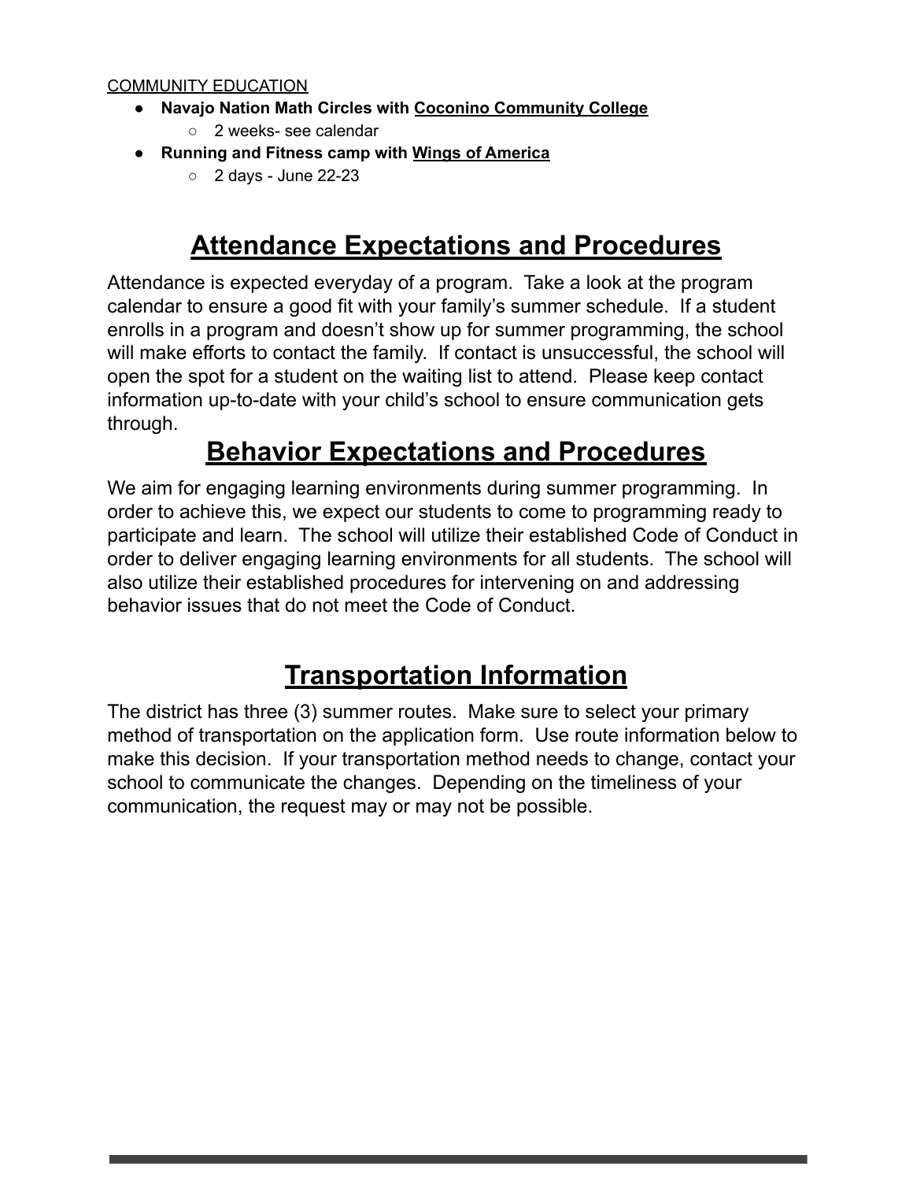COMMUNITY EDUCATION

- **Navajo Nation Math Circles with Coconino Community College**
  - 2 weeks- see calendar
- **Running and Fitness camp with Wings of America**
  - 2 days - June 22-23

# Attendance Expectations and Procedures

Attendance is expected everyday of a program. Take a look at the program calendar to ensure a good fit with your family's summer schedule. If a student enrolls in a program and doesn't show up for summer programming, the school will make efforts to contact the family. If contact is unsuccessful, the school will open the spot for a student on the waiting list to attend. Please keep contact information up-to-date with your child's school to ensure communication gets through.

# Behavior Expectations and Procedures

We aim for engaging learning environments during summer programming. In order to achieve this, we expect our students to come to programming ready to participate and learn. The school will utilize their established Code of Conduct in order to deliver engaging learning environments for all students. The school will also utilize their established procedures for intervening on and addressing behavior issues that do not meet the Code of Conduct.

# Transportation Information

The district has three (3) summer routes. Make sure to select your primary method of transportation on the application form. Use route information below to make this decision. If your transportation method needs to change, contact your school to communicate the changes. Depending on the timeliness of your communication, the request may or may not be possible.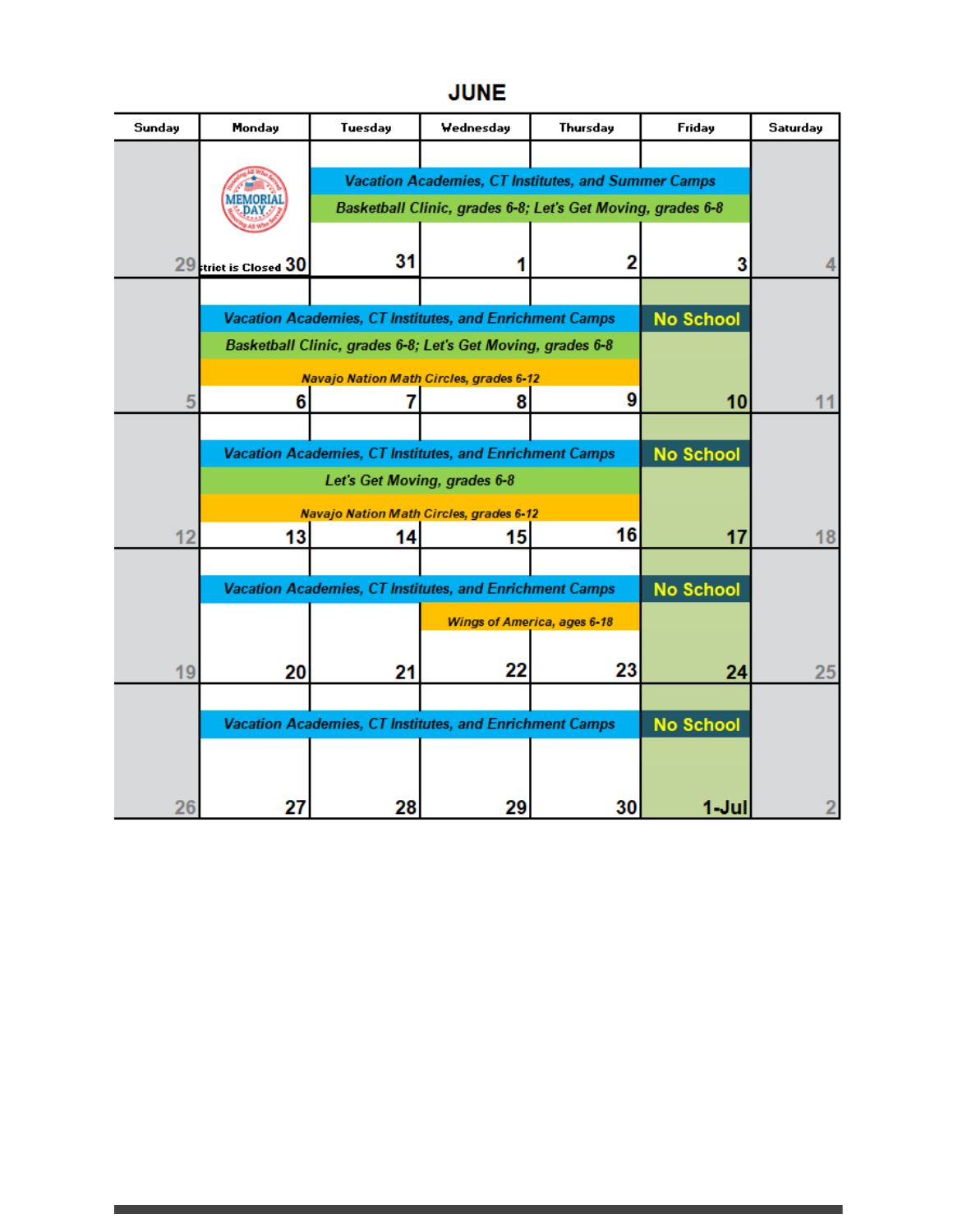# JUNE

| Sunday | Monday | Tuesday | Wednesday | Thursday | Friday | Saturday |
|---|---|---|---|---|---|---|
| 29 | MEMORIAL DAY<br>District is Closed 30 | *Vacation Academies, CT Institutes, and Summer Camps*<br>*Basketball Clinic, grades 6-8; Let's Get Moving, grades 6-8*<br>31 | 1 | 2 | 3 | 4 |
| 5 | *Vacation Academies, CT Institutes, and Enrichment Camps*<br>*Basketball Clinic, grades 6-8; Let's Get Moving, grades 6-8*<br>*Navajo Nation Math Circles, grades 6-12*<br>6 | 7 | 8 | 9 | No School<br>10 | 11 |
| 12 | *Vacation Academies, CT Institutes, and Enrichment Camps*<br>*Let's Get Moving, grades 6-8*<br>*Navajo Nation Math Circles, grades 6-12*<br>13 | 14 | 15 | 16 | No School<br>17 | 18 |
| 19 | *Vacation Academies, CT Institutes, and Enrichment Camps*<br>20 | 21 | *Wings of America, ages 6-18*<br>22 | 23 | No School<br>24 | 25 |
| 26 | *Vacation Academies, CT Institutes, and Enrichment Camps*<br>27 | 28 | 29 | 30 | No School<br>1-Jul | 2 |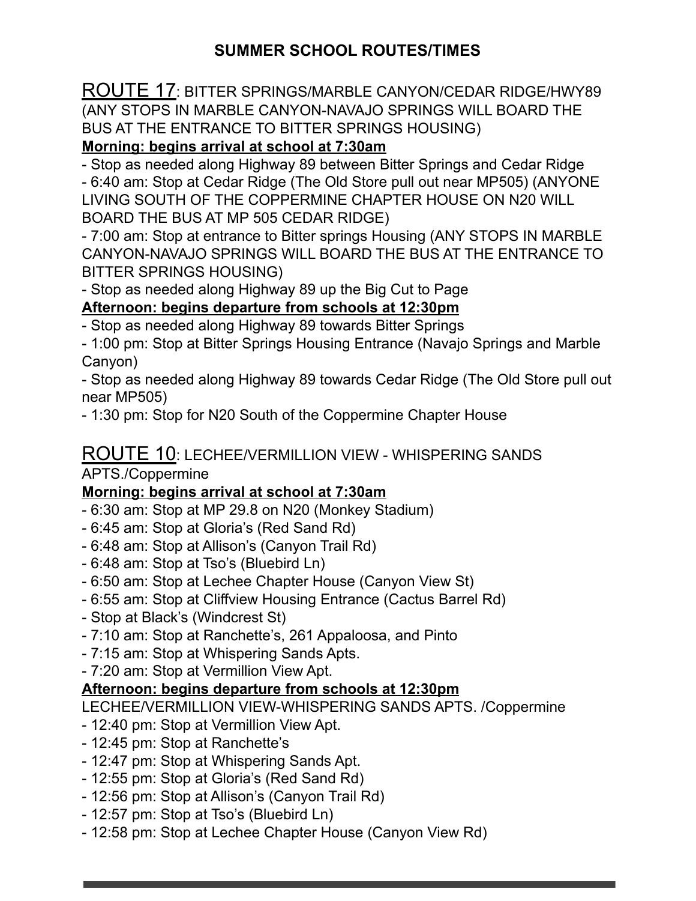# SUMMER SCHOOL ROUTES/TIMES

## ROUTE 17: BITTER SPRINGS/MARBLE CANYON/CEDAR RIDGE/HWY89 (ANY STOPS IN MARBLE CANYON-NAVAJO SPRINGS WILL BOARD THE BUS AT THE ENTRANCE TO BITTER SPRINGS HOUSING)

**Morning: begins arrival at school at 7:30am**

- Stop as needed along Highway 89 between Bitter Springs and Cedar Ridge
- 6:40 am: Stop at Cedar Ridge (The Old Store pull out near MP505) (ANYONE LIVING SOUTH OF THE COPPERMINE CHAPTER HOUSE ON N20 WILL BOARD THE BUS AT MP 505 CEDAR RIDGE)
- 7:00 am: Stop at entrance to Bitter springs Housing (ANY STOPS IN MARBLE CANYON-NAVAJO SPRINGS WILL BOARD THE BUS AT THE ENTRANCE TO BITTER SPRINGS HOUSING)
- Stop as needed along Highway 89 up the Big Cut to Page

**Afternoon: begins departure from schools at 12:30pm**

- Stop as needed along Highway 89 towards Bitter Springs
- 1:00 pm: Stop at Bitter Springs Housing Entrance (Navajo Springs and Marble Canyon)
- Stop as needed along Highway 89 towards Cedar Ridge (The Old Store pull out near MP505)
- 1:30 pm: Stop for N20 South of the Coppermine Chapter House

## ROUTE 10: LECHEE/VERMILLION VIEW - WHISPERING SANDS APTS./Coppermine

**Morning: begins arrival at school at 7:30am**

- 6:30 am: Stop at MP 29.8 on N20 (Monkey Stadium)
- 6:45 am: Stop at Gloria's (Red Sand Rd)
- 6:48 am: Stop at Allison's (Canyon Trail Rd)
- 6:48 am: Stop at Tso's (Bluebird Ln)
- 6:50 am: Stop at Lechee Chapter House (Canyon View St)
- 6:55 am: Stop at Cliffview Housing Entrance (Cactus Barrel Rd)
- Stop at Black's (Windcrest St)
- 7:10 am: Stop at Ranchette's, 261 Appaloosa, and Pinto
- 7:15 am: Stop at Whispering Sands Apts.
- 7:20 am: Stop at Vermillion View Apt.

**Afternoon: begins departure from schools at 12:30pm**

LECHEE/VERMILLION VIEW-WHISPERING SANDS APTS. /Coppermine

- 12:40 pm: Stop at Vermillion View Apt.
- 12:45 pm: Stop at Ranchette's
- 12:47 pm: Stop at Whispering Sands Apt.
- 12:55 pm: Stop at Gloria's (Red Sand Rd)
- 12:56 pm: Stop at Allison's (Canyon Trail Rd)
- 12:57 pm: Stop at Tso's (Bluebird Ln)
- 12:58 pm: Stop at Lechee Chapter House (Canyon View Rd)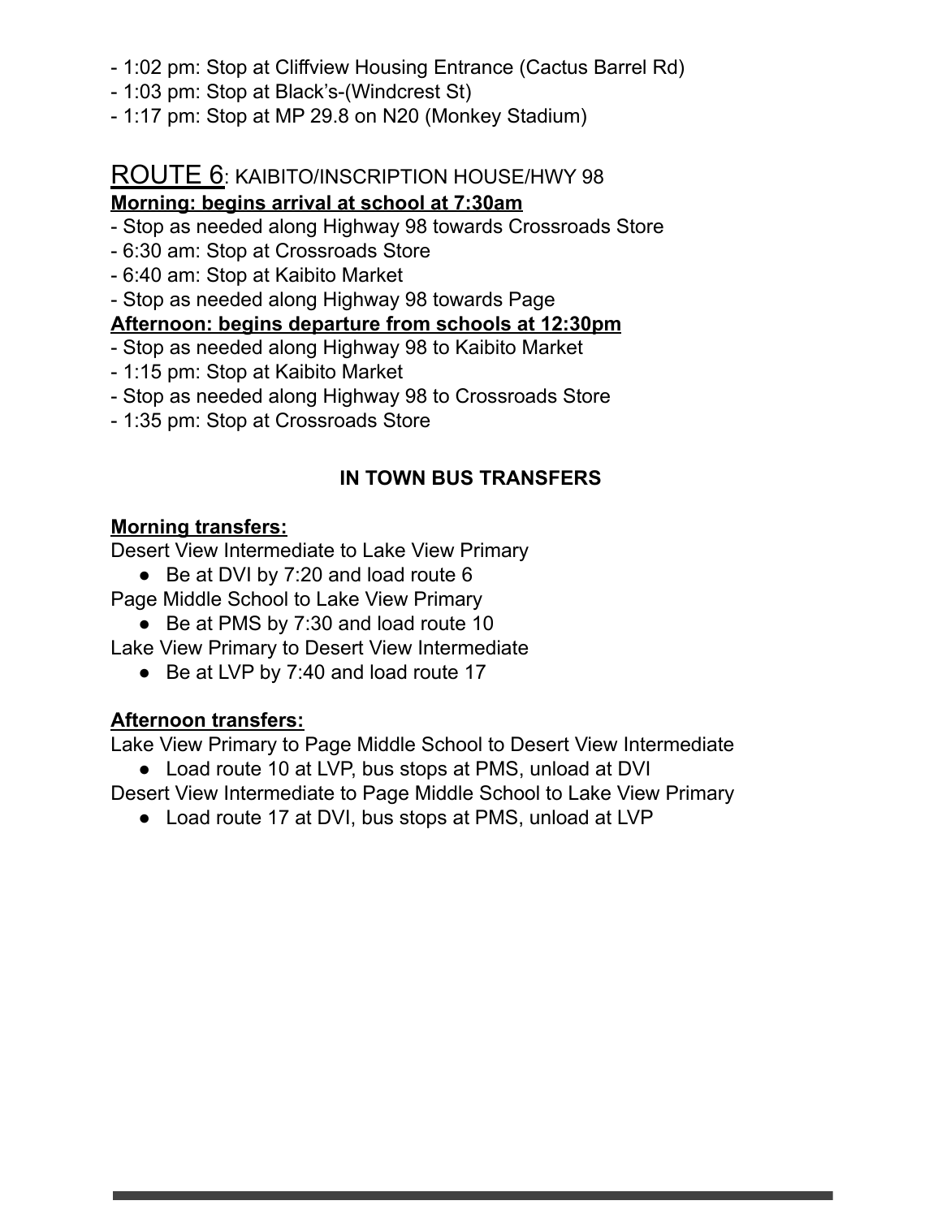- 1:02 pm: Stop at Cliffview Housing Entrance (Cactus Barrel Rd)
- 1:03 pm: Stop at Black's-(Windcrest St)
- 1:17 pm: Stop at MP 29.8 on N20 (Monkey Stadium)

## ROUTE 6: KAIBITO/INSCRIPTION HOUSE/HWY 98

**Morning: begins arrival at school at 7:30am**

- Stop as needed along Highway 98 towards Crossroads Store
- 6:30 am: Stop at Crossroads Store
- 6:40 am: Stop at Kaibito Market
- Stop as needed along Highway 98 towards Page

**Afternoon: begins departure from schools at 12:30pm**

- Stop as needed along Highway 98 to Kaibito Market
- 1:15 pm: Stop at Kaibito Market
- Stop as needed along Highway 98 to Crossroads Store
- 1:35 pm: Stop at Crossroads Store

### IN TOWN BUS TRANSFERS

**Morning transfers:**

Desert View Intermediate to Lake View Primary

- Be at DVI by 7:20 and load route 6

Page Middle School to Lake View Primary

- Be at PMS by 7:30 and load route 10

Lake View Primary to Desert View Intermediate

- Be at LVP by 7:40 and load route 17

**Afternoon transfers:**

Lake View Primary to Page Middle School to Desert View Intermediate

- Load route 10 at LVP, bus stops at PMS, unload at DVI

Desert View Intermediate to Page Middle School to Lake View Primary

- Load route 17 at DVI, bus stops at PMS, unload at LVP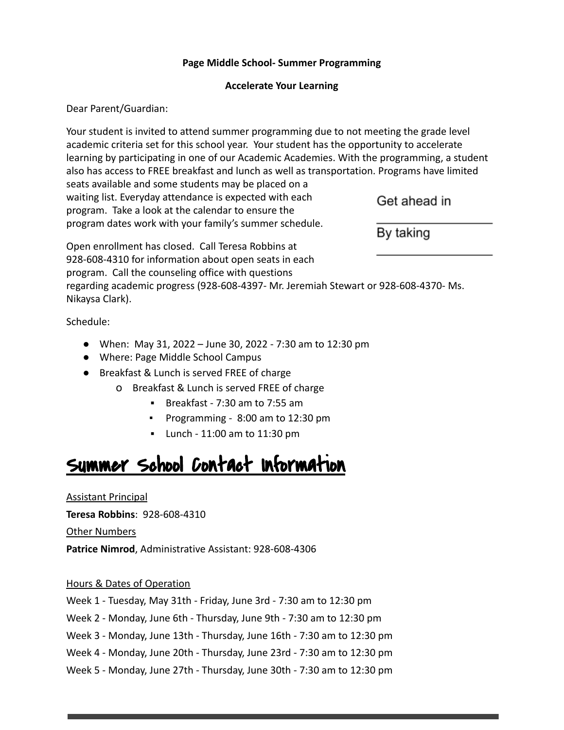**Page Middle School- Summer Programming**

**Accelerate Your Learning**

Dear Parent/Guardian:

Your student is invited to attend summer programming due to not meeting the grade level academic criteria set for this school year. Your student has the opportunity to accelerate learning by participating in one of our Academic Academies. With the programming, a student also has access to FREE breakfast and lunch as well as transportation. Programs have limited seats available and some students may be placed on a waiting list. Everyday attendance is expected with each program. Take a look at the calendar to ensure the program dates work with your family's summer schedule.

Get ahead in

_______________

By taking

_______________

Open enrollment has closed. Call Teresa Robbins at 928-608-4310 for information about open seats in each program. Call the counseling office with questions regarding academic progress (928-608-4397- Mr. Jeremiah Stewart or 928-608-4370- Ms. Nikaysa Clark).

Schedule:

- When: May 31, 2022 – June 30, 2022 - 7:30 am to 12:30 pm
- Where: Page Middle School Campus
- Breakfast & Lunch is served FREE of charge
  - Breakfast & Lunch is served FREE of charge
    - Breakfast - 7:30 am to 7:55 am
    - Programming - 8:00 am to 12:30 pm
    - Lunch - 11:00 am to 11:30 pm

# Summer School Contact Information

Assistant Principal

**Teresa Robbins**: 928-608-4310

Other Numbers

**Patrice Nimrod**, Administrative Assistant: 928-608-4306

Hours & Dates of Operation

Week 1 - Tuesday, May 31th - Friday, June 3rd - 7:30 am to 12:30 pm

Week 2 - Monday, June 6th - Thursday, June 9th - 7:30 am to 12:30 pm

Week 3 - Monday, June 13th - Thursday, June 16th - 7:30 am to 12:30 pm

Week 4 - Monday, June 20th - Thursday, June 23rd - 7:30 am to 12:30 pm

Week 5 - Monday, June 27th - Thursday, June 30th - 7:30 am to 12:30 pm